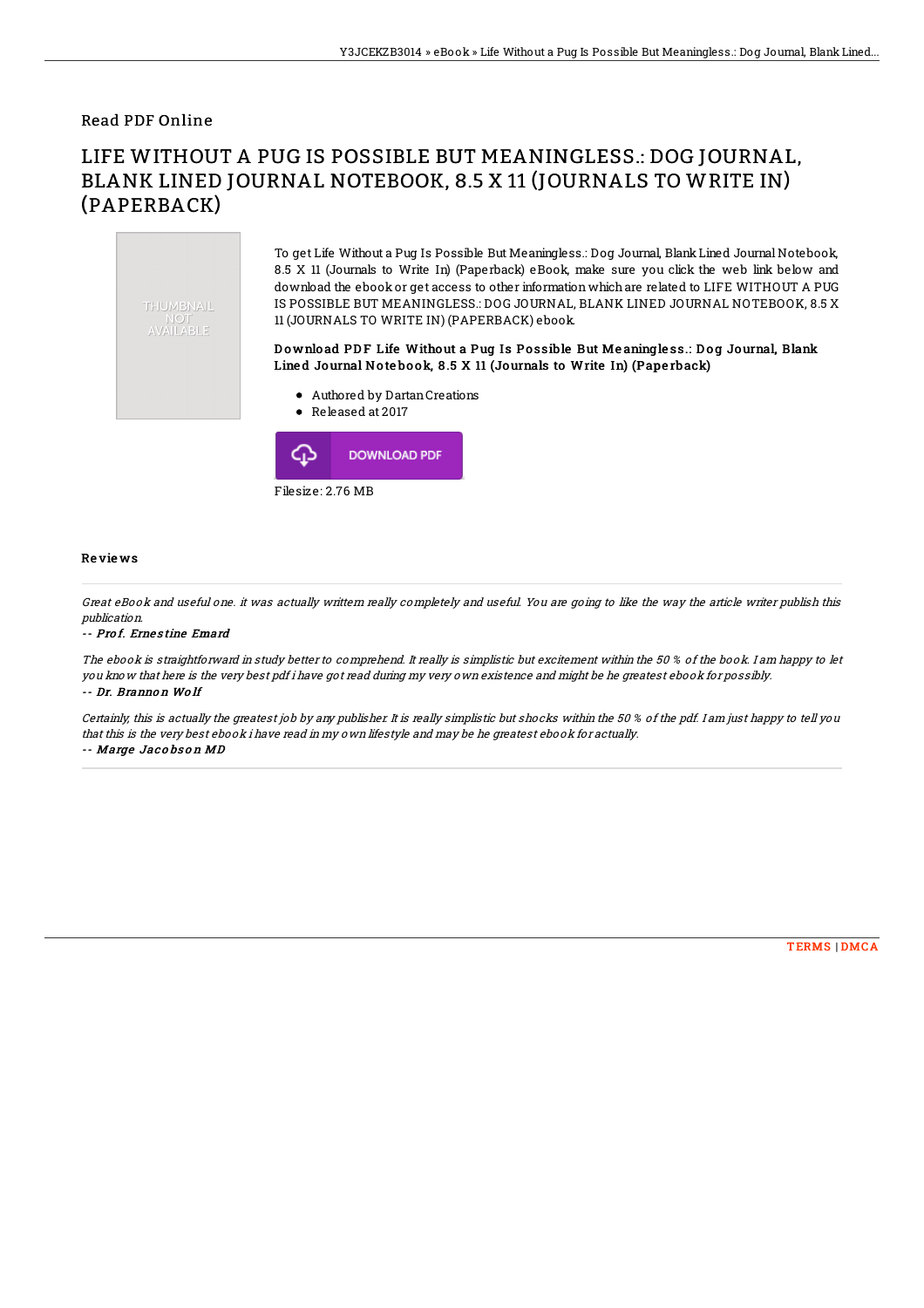Read PDF Online

# LIFE WITHOUT A PUG IS POSSIBLE BUT MEANINGLESS.: DOG JOURNAL, BLANK LINED JOURNAL NOTEBOOK, 8.5 X 11 (JOURNALS TO WRITE IN) (PAPERBACK)

THUMBNAIL NOT AVAILABLE

To get Life Without a Pug Is Possible But Meaningless.: Dog Journal, Blank Lined Journal Notebook, 8.5 X 11 (Journals to Write In) (Paperback) eBook, make sure you click the web link below and download the ebook or get access to other information which are related to LIFE WITHOUT A PUG IS POSSIBLE BUT MEANINGLESS.: DOG JOURNAL, BLANK LINED JOURNAL NOTEBOOK, 8.5 X 11 (JOURNALS TO WRITE IN) (PAPERBACK) ebook.

### Download PDF Life Without a Pug Is Possible But Meaningless.: Dog Journal, Blank Lined Journal Notebook, 8.5 X 11 (Journals to Write In) (Paperback)

- Authored by Dartan Creations
- Released at 2017

DOWNLOAD PDF

Filesize: 2.76 MB

## Reviews

*Great eBook and useful one. it was actually writtern really completely and useful. You are going to like the way the article writer publish this publication.*

-- *Prof. Ernestine Emard*

*The ebook is straightforward in study better to comprehend. It really is simplistic but excitement within the 50 % of the book. I am happy to let you know that here is the very best pdf i have got read during my very own existence and might be he greatest ebook for possibly.*

-- *Dr. Brannon Wolf*

*Certainly, this is actually the greatest job by any publisher. It is really simplistic but shocks within the 50 % of the pdf. I am just happy to tell you that this is the very best ebook i have read in my own lifestyle and may be he greatest ebook for actually.*

-- *Marge Jacobson MD*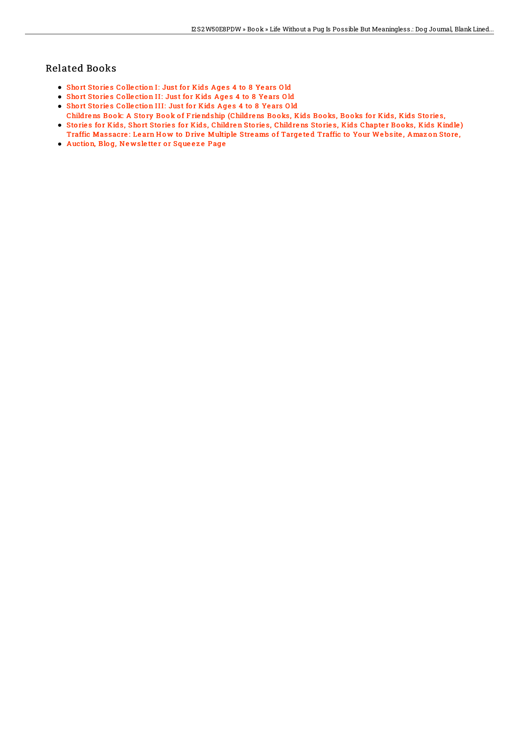## Related Books

- Short Stories Collection I: Just for Kids Ages 4 to 8 Years Old
- Short Stories Collection II: Just for Kids Ages 4 to 8 Years Old
- Short Stories Collection III: Just for Kids Ages 4 to 8 Years Old
- Childrens Book: A Story Book of Friendship (Childrens Books, Kids Books, Books for Kids, Kids Stories, Stories for Kids, Short Stories for Kids, Children Stories, Childrens Stories, Kids Chapter Books, Kids Kindle)
- Traffic Massacre: Learn How to Drive Multiple Streams of Targeted Traffic to Your Website, Amazon Store, Auction, Blog, Newsletter or Squeeze Page